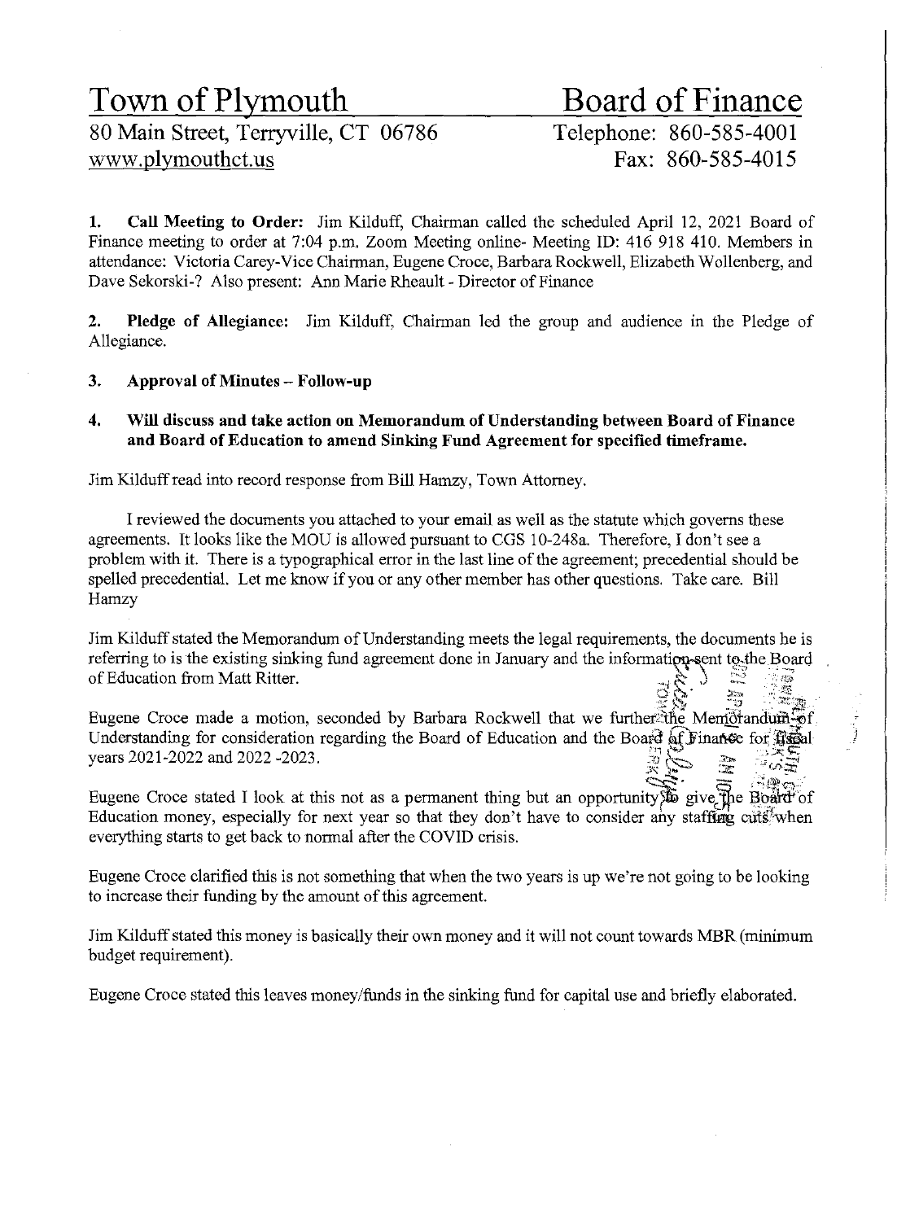# Town of Plymouth

80 Main Street, Terryville, CT 06786
www.plymouthct.us

# Board of Finance

Telephone: 860-585-4001
Fax: 860-585-4015

**1. Call Meeting to Order:** Jim Kilduff, Chairman called the scheduled April 12, 2021 Board of Finance meeting to order at 7:04 p.m. Zoom Meeting online- Meeting ID: 416 918 410. Members in attendance: Victoria Carey-Vice Chairman, Eugene Croce, Barbara Rockwell, Elizabeth Wollenberg, and Dave Sekorski-? Also present: Ann Marie Rheault - Director of Finance

**2. Pledge of Allegiance:** Jim Kilduff, Chairman led the group and audience in the Pledge of Allegiance.

**3. Approval of Minutes – Follow-up**

**4. Will discuss and take action on Memorandum of Understanding between Board of Finance and Board of Education to amend Sinking Fund Agreement for specified timeframe.**

Jim Kilduff read into record response from Bill Hamzy, Town Attorney.

I reviewed the documents you attached to your email as well as the statute which governs these agreements. It looks like the MOU is allowed pursuant to CGS 10-248a. Therefore, I don't see a problem with it. There is a typographical error in the last line of the agreement; precedential should be spelled precedential. Let me know if you or any other member has other questions. Take care. Bill Hamzy

Jim Kilduff stated the Memorandum of Understanding meets the legal requirements, the documents he is referring to is the existing sinking fund agreement done in January and the information sent to the Board of Education from Matt Ritter.

Eugene Croce made a motion, seconded by Barbara Rockwell that we further the Memorandum of Understanding for consideration regarding the Board of Education and the Board of Finance for fiscal years 2021-2022 and 2022 -2023.

Eugene Croce stated I look at this not as a permanent thing but an opportunity to give the Board of Education money, especially for next year so that they don't have to consider any staffing cuts when everything starts to get back to normal after the COVID crisis.

Eugene Croce clarified this is not something that when the two years is up we're not going to be looking to increase their funding by the amount of this agreement.

Jim Kilduff stated this money is basically their own money and it will not count towards MBR (minimum budget requirement).

Eugene Croce stated this leaves money/funds in the sinking fund for capital use and briefly elaborated.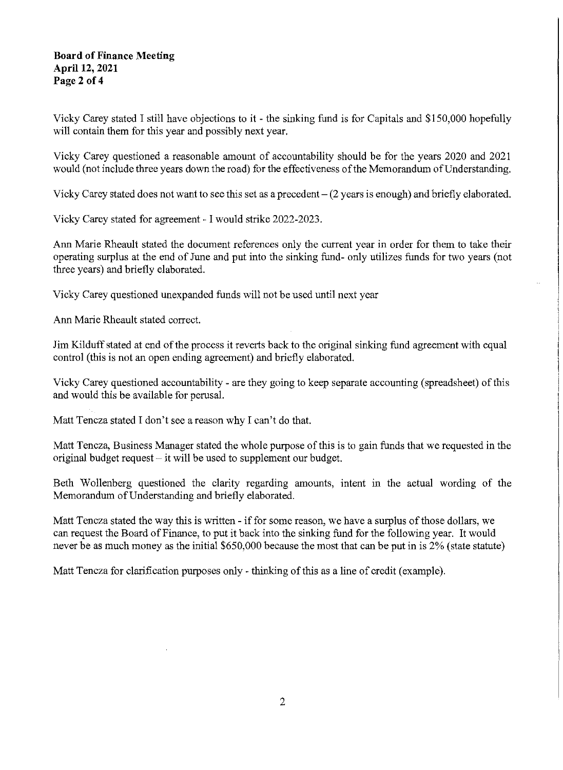Vicky Carey stated I still have objections to it - the sinking fund is for Capitals and $150,000 hopefully will contain them for this year and possibly next year.

Vicky Carey questioned a reasonable amount of accountability should be for the years 2020 and 2021 would (not include three years down the road) for the effectiveness of the Memorandum of Understanding.

Vicky Carey stated does not want to see this set as a precedent – (2 years is enough) and briefly elaborated.

Vicky Carey stated for agreement - I would strike 2022-2023.

Ann Marie Rheault stated the document references only the current year in order for them to take their operating surplus at the end of June and put into the sinking fund- only utilizes funds for two years (not three years) and briefly elaborated.

Vicky Carey questioned unexpanded funds will not be used until next year

Ann Marie Rheault stated correct.

Jim Kilduff stated at end of the process it reverts back to the original sinking fund agreement with equal control (this is not an open ending agreement) and briefly elaborated.

Vicky Carey questioned accountability - are they going to keep separate accounting (spreadsheet) of this and would this be available for perusal.

Matt Tencza stated I don't see a reason why I can't do that.

Matt Tencza, Business Manager stated the whole purpose of this is to gain funds that we requested in the original budget request – it will be used to supplement our budget.

Beth Wollenberg questioned the clarity regarding amounts, intent in the actual wording of the Memorandum of Understanding and briefly elaborated.

Matt Tencza stated the way this is written - if for some reason, we have a surplus of those dollars, we can request the Board of Finance, to put it back into the sinking fund for the following year. It would never be as much money as the initial $650,000 because the most that can be put in is 2% (state statute)

Matt Tencza for clarification purposes only - thinking of this as a line of credit (example).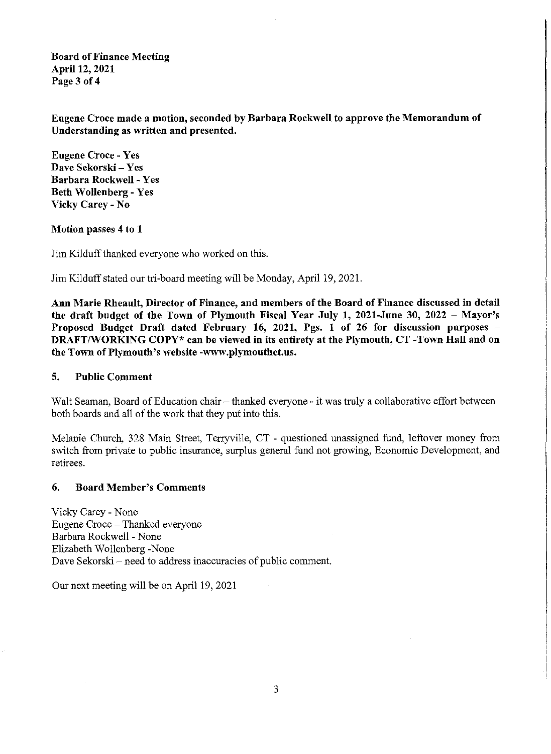**Eugene Croce made a motion, seconded by Barbara Rockwell to approve the Memorandum of Understanding as written and presented.**

**Eugene Croce - Yes**
**Dave Sekorski – Yes**
**Barbara Rockwell - Yes**
**Beth Wollenberg - Yes**
**Vicky Carey - No**

**Motion passes 4 to 1**

Jim Kilduff thanked everyone who worked on this.

Jim Kilduff stated our tri-board meeting will be Monday, April 19, 2021.

**Ann Marie Rheault, Director of Finance, and members of the Board of Finance discussed in detail the draft budget of the Town of Plymouth Fiscal Year July 1, 2021-June 30, 2022 – Mayor's Proposed Budget Draft dated February 16, 2021, Pgs. 1 of 26 for discussion purposes – DRAFT/WORKING COPY* can be viewed in its entirety at the Plymouth, CT -Town Hall and on the Town of Plymouth's website -www.plymouthct.us.**

## 5. Public Comment

Walt Seaman, Board of Education chair – thanked everyone - it was truly a collaborative effort between both boards and all of the work that they put into this.

Melanie Church, 328 Main Street, Terryville, CT - questioned unassigned fund, leftover money from switch from private to public insurance, surplus general fund not growing, Economic Development, and retirees.

## 6. Board Member's Comments

Vicky Carey - None
Eugene Croce – Thanked everyone
Barbara Rockwell - None
Elizabeth Wollenberg -None
Dave Sekorski – need to address inaccuracies of public comment.

Our next meeting will be on April 19, 2021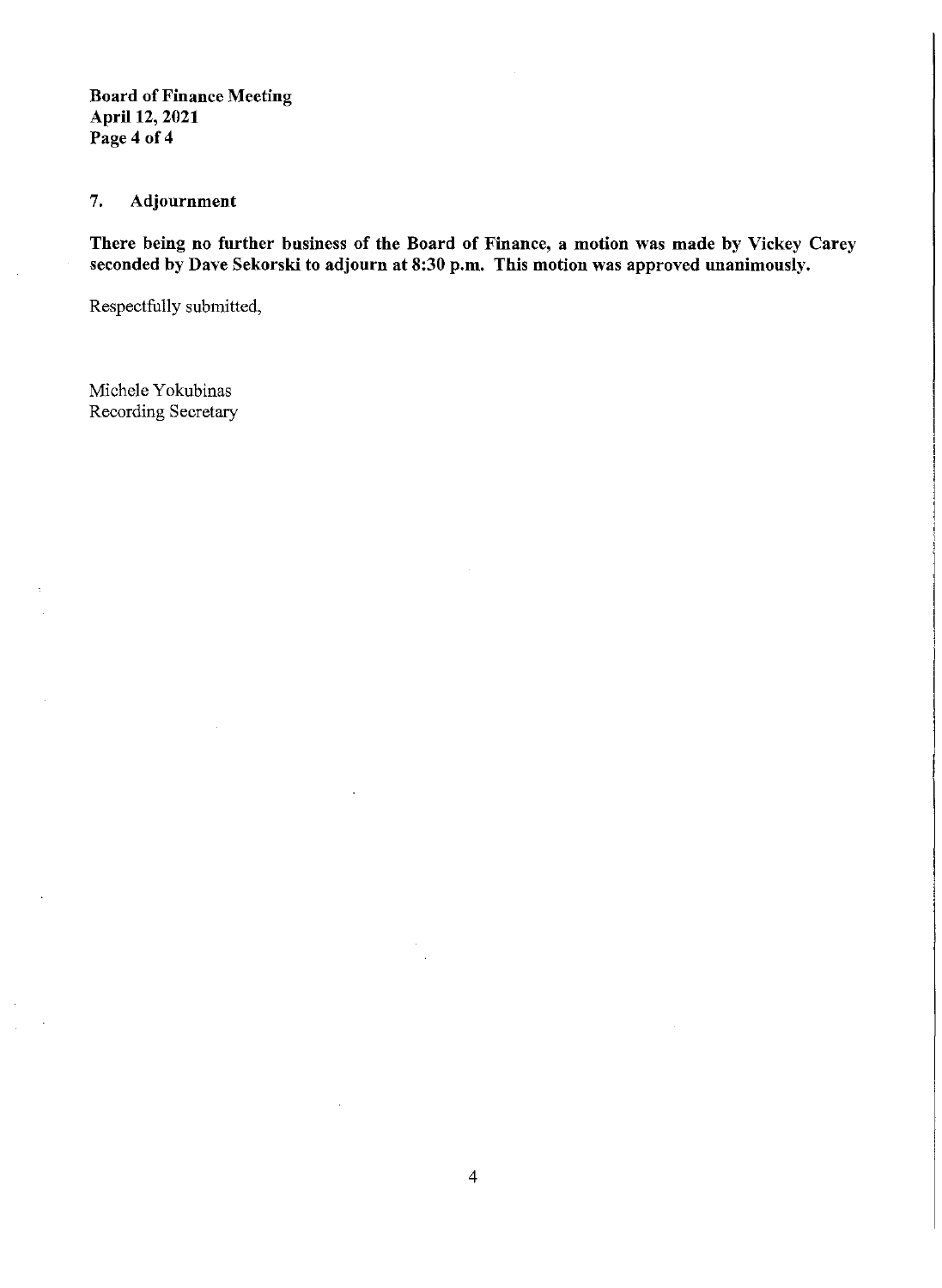## 7. Adjournment

**There being no further business of the Board of Finance, a motion was made by Vickey Carey seconded by Dave Sekorski to adjourn at 8:30 p.m. This motion was approved unanimously.**

Respectfully submitted,

Michele Yokubinas
Recording Secretary